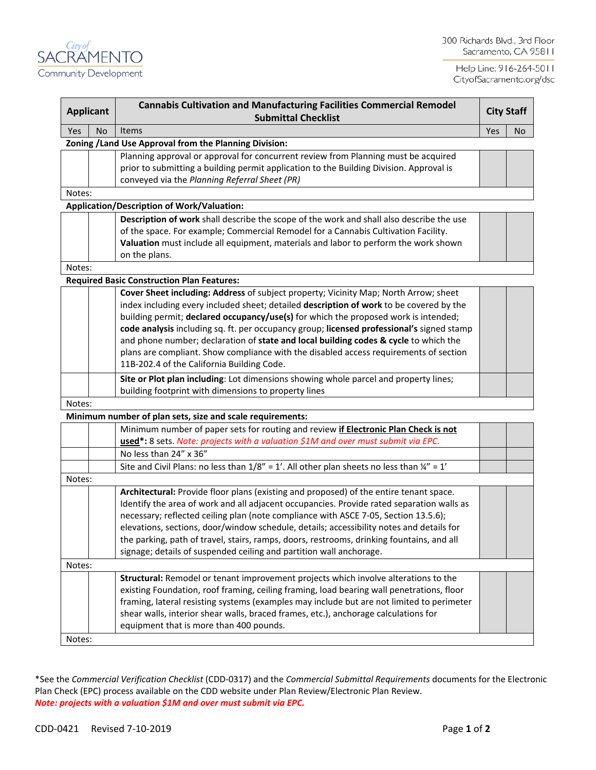City of SACRAMENTO
Community Development

300 Richards Blvd., 3rd Floor
Sacramento, CA 95811

Help Line: 916-264-5011
CityofSacramento.org/dsc

| Applicant | | Cannabis Cultivation and Manufacturing Facilities Commercial Remodel Submittal Checklist | City Staff | |
|---|---|---|---|---|
| Yes | No | Items | Yes | No |
| **Zoning /Land Use Approval from the Planning Division:** | | | | |
| | | Planning approval or approval for concurrent review from Planning must be acquired prior to submitting a building permit application to the Building Division. Approval is conveyed via the *Planning Referral Sheet (PR)* | | |
| Notes: | | | | |
| **Application/Description of Work/Valuation:** | | | | |
| | | **Description of work** shall describe the scope of the work and shall also describe the use of the space. For example; Commercial Remodel for a Cannabis Cultivation Facility. **Valuation** must include all equipment, materials and labor to perform the work shown on the plans. | | |
| Notes: | | | | |
| **Required Basic Construction Plan Features:** | | | | |
| | | **Cover Sheet including: Address** of subject property; Vicinity Map; North Arrow; sheet index including every included sheet; detailed **description of work** to be covered by the building permit; **declared occupancy/use(s)** for which the proposed work is intended; **code analysis** including sq. ft. per occupancy group; **licensed professional's** signed stamp and phone number; declaration of **state and local building codes & cycle** to which the plans are compliant. Show compliance with the disabled access requirements of section 11B-202.4 of the California Building Code. | | |
| | | **Site or Plot plan including**: Lot dimensions showing whole parcel and property lines; building footprint with dimensions to property lines | | |
| Notes: | | | | |
| **Minimum number of plan sets, size and scale requirements:** | | | | |
| | | Minimum number of paper sets for routing and review **if Electronic Plan Check is not used***: 8 sets. *Note: projects with a valuation $1M and over must submit via EPC.* | | |
| | | No less than 24" x 36" | | |
| | | Site and Civil Plans: no less than 1/8" = 1'. All other plan sheets no less than ¼" = 1' | | |
| Notes: | | | | |
| | | **Architectural:** Provide floor plans (existing and proposed) of the entire tenant space. Identify the area of work and all adjacent occupancies. Provide rated separation walls as necessary; reflected ceiling plan (note compliance with ASCE 7-05, Section 13.5.6); elevations, sections, door/window schedule, details; accessibility notes and details for the parking, path of travel, stairs, ramps, doors, restrooms, drinking fountains, and all signage; details of suspended ceiling and partition wall anchorage. | | |
| Notes: | | | | |
| | | **Structural:** Remodel or tenant improvement projects which involve alterations to the existing Foundation, roof framing, ceiling framing, load bearing wall penetrations, floor framing, lateral resisting systems (examples may include but are not limited to perimeter shear walls, interior shear walls, braced frames, etc.), anchorage calculations for equipment that is more than 400 pounds. | | |
| Notes: | | | | |

*See the *Commercial Verification Checklist* (CDD-0317) and the *Commercial Submittal Requirements* documents for the Electronic Plan Check (EPC) process available on the CDD website under Plan Review/Electronic Plan Review.
***Note: projects with a valuation $1M and over must submit via EPC.***

CDD-0421 Revised 7-10-2019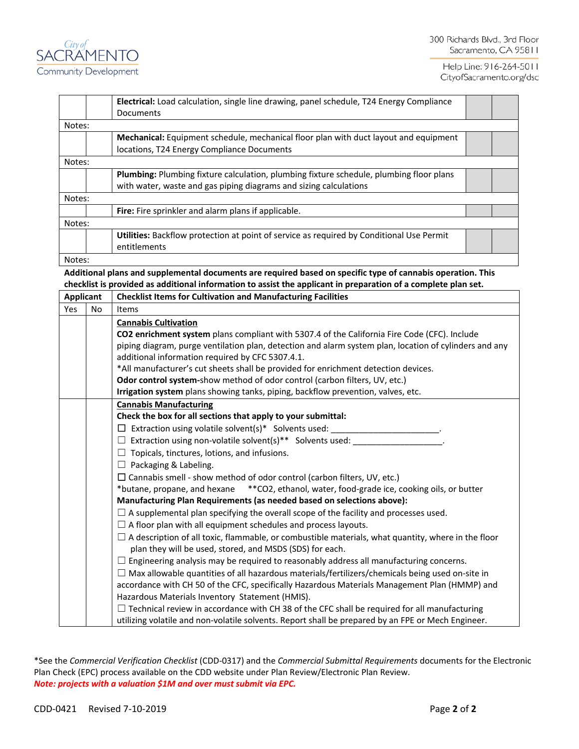| | | | | |
|---|---|---|---|---|
| | | **Electrical:** Load calculation, single line drawing, panel schedule, T24 Energy Compliance Documents | | |
| Notes: | | | | |
| | | **Mechanical:** Equipment schedule, mechanical floor plan with duct layout and equipment locations, T24 Energy Compliance Documents | | |
| Notes: | | | | |
| | | **Plumbing:** Plumbing fixture calculation, plumbing fixture schedule, plumbing floor plans with water, waste and gas piping diagrams and sizing calculations | | |
| Notes: | | | | |
| | | **Fire:** Fire sprinkler and alarm plans if applicable. | | |
| Notes: | | | | |
| | | **Utilities:** Backflow protection at point of service as required by Conditional Use Permit entitlements | | |
| Notes: | | | | |

**Additional plans and supplemental documents are required based on specific type of cannabis operation. This checklist is provided as additional information to assist the applicant in preparation of a complete plan set.**

| **Applicant** | | **Checklist Items for Cultivation and Manufacturing Facilities** |
|---|---|---|
| Yes | No | Items |
| | | **<u>Cannabis Cultivation</u>**<br>**$CO_2$ enrichment system** plans compliant with 5307.4 of the California Fire Code (CFC). Include piping diagram, purge ventilation plan, detection and alarm system plan, location of cylinders and any additional information required by CFC 5307.4.1.<br>*All manufacturer's cut sheets shall be provided for enrichment detection devices.<br>**Odor control system-**show method of odor control (carbon filters, UV, etc.)<br>**Irrigation system** plans showing tanks, piping, backflow prevention, valves, etc. |
| | | **<u>Cannabis Manufacturing</u>**<br>**Check the box for all sections that apply to your submittal:**<br>☐ Extraction using volatile solvent(s)* Solvents used: _______________________.<br>☐ Extraction using non-volatile solvent(s)** Solvents used: ___________________.<br>☐ Topicals, tinctures, lotions, and infusions.<br>☐ Packaging & Labeling.<br>☐ Cannabis smell - show method of odor control (carbon filters, UV, etc.)<br>*butane, propane, and hexane **$CO_2$, ethanol, water, food-grade ice, cooking oils, or butter<br>**Manufacturing Plan Requirements (as needed based on selections above):**<br>☐ A supplemental plan specifying the overall scope of the facility and processes used.<br>☐ A floor plan with all equipment schedules and process layouts.<br>☐ A description of all toxic, flammable, or combustible materials, what quantity, where in the floor plan they will be used, stored, and MSDS (SDS) for each.<br>☐ Engineering analysis may be required to reasonably address all manufacturing concerns.<br>☐ Max allowable quantities of all hazardous materials/fertilizers/chemicals being used on-site in accordance with CH 50 of the CFC, specifically Hazardous Materials Management Plan (HMMP) and Hazardous Materials Inventory Statement (HMIS).<br>☐ Technical review in accordance with CH 38 of the CFC shall be required for all manufacturing utilizing volatile and non-volatile solvents. Report shall be prepared by an FPE or Mech Engineer. |

*See the *Commercial Verification Checklist* (CDD-0317) and the *Commercial Submittal Requirements* documents for the Electronic Plan Check (EPC) process available on the CDD website under Plan Review/Electronic Plan Review.

***Note: projects with a valuation $1M and over must submit via EPC.***

CDD-0421 Revised 7-10-2019